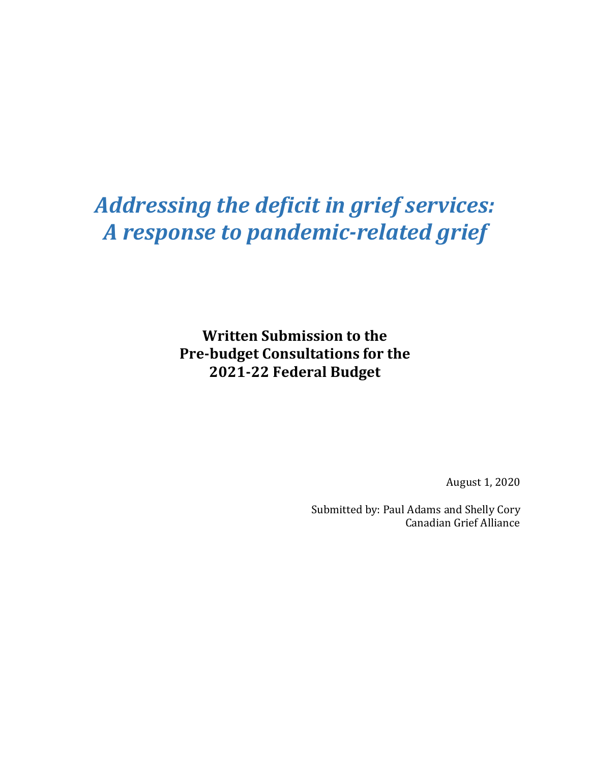# *Addressing the deficit in grief services: A response to pandemic-related grief*

**Written Submission to the Pre-budget Consultations for the 2021-22 Federal Budget**

August 1, 2020

Submitted by: Paul Adams and Shelly Cory
Canadian Grief Alliance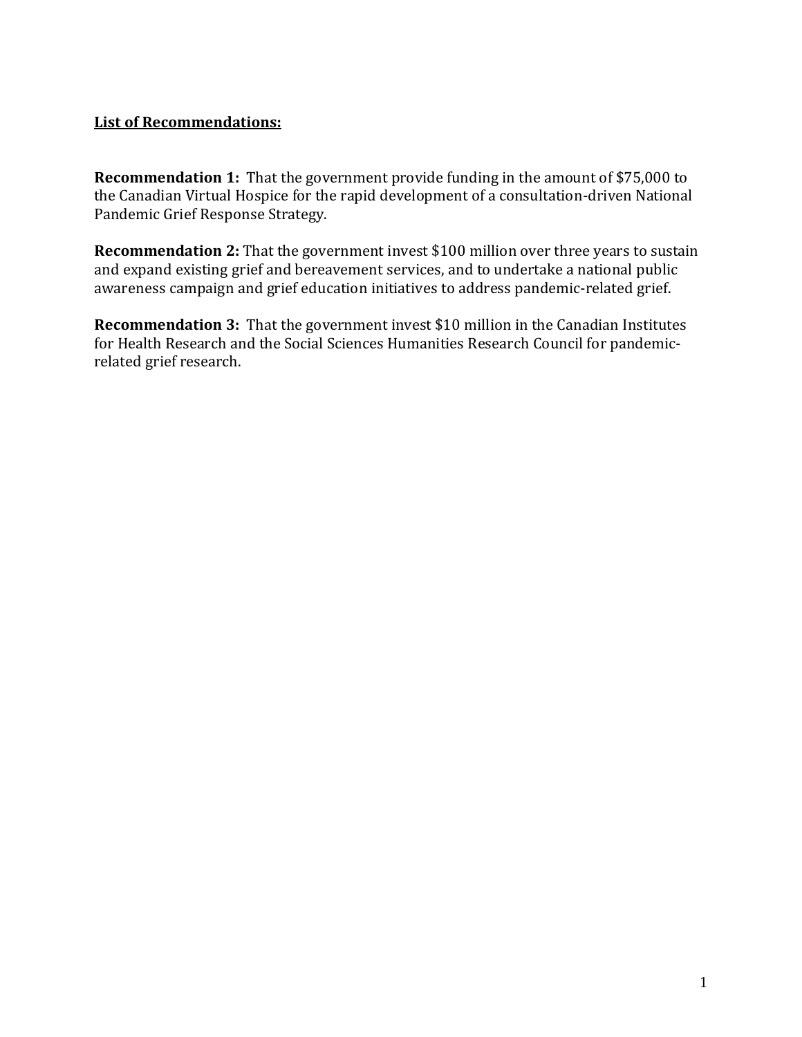**List of Recommendations:**

**Recommendation 1:** That the government provide funding in the amount of $75,000 to the Canadian Virtual Hospice for the rapid development of a consultation-driven National Pandemic Grief Response Strategy.

**Recommendation 2:** That the government invest $100 million over three years to sustain and expand existing grief and bereavement services, and to undertake a national public awareness campaign and grief education initiatives to address pandemic-related grief.

**Recommendation 3:** That the government invest $10 million in the Canadian Institutes for Health Research and the Social Sciences Humanities Research Council for pandemic-related grief research.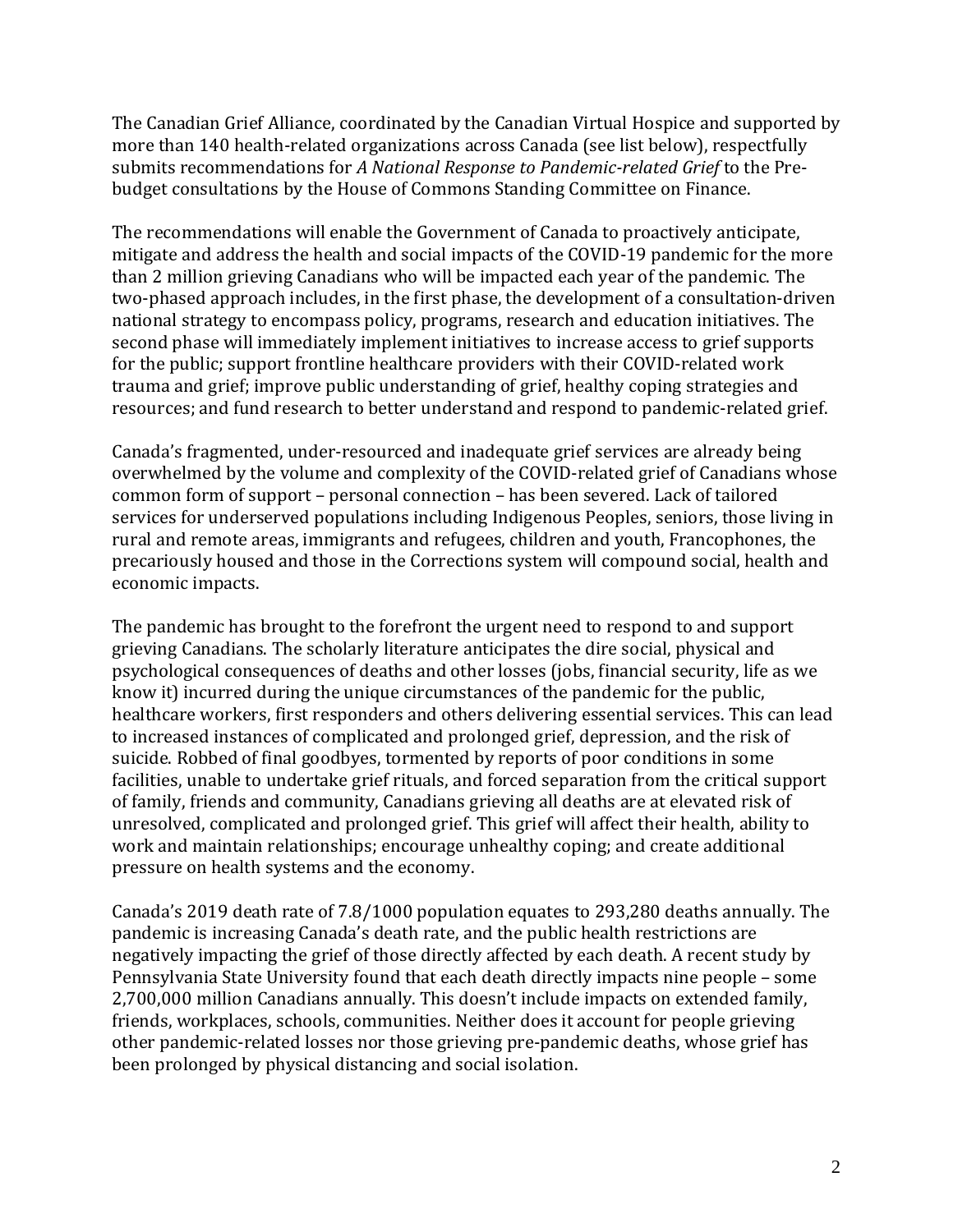The Canadian Grief Alliance, coordinated by the Canadian Virtual Hospice and supported by more than 140 health-related organizations across Canada (see list below), respectfully submits recommendations for *A National Response to Pandemic-related Grief* to the Pre-budget consultations by the House of Commons Standing Committee on Finance.

The recommendations will enable the Government of Canada to proactively anticipate, mitigate and address the health and social impacts of the COVID-19 pandemic for the more than 2 million grieving Canadians who will be impacted each year of the pandemic. The two-phased approach includes, in the first phase, the development of a consultation-driven national strategy to encompass policy, programs, research and education initiatives. The second phase will immediately implement initiatives to increase access to grief supports for the public; support frontline healthcare providers with their COVID-related work trauma and grief; improve public understanding of grief, healthy coping strategies and resources; and fund research to better understand and respond to pandemic-related grief.

Canada's fragmented, under-resourced and inadequate grief services are already being overwhelmed by the volume and complexity of the COVID-related grief of Canadians whose common form of support – personal connection – has been severed. Lack of tailored services for underserved populations including Indigenous Peoples, seniors, those living in rural and remote areas, immigrants and refugees, children and youth, Francophones, the precariously housed and those in the Corrections system will compound social, health and economic impacts.

The pandemic has brought to the forefront the urgent need to respond to and support grieving Canadians. The scholarly literature anticipates the dire social, physical and psychological consequences of deaths and other losses (jobs, financial security, life as we know it) incurred during the unique circumstances of the pandemic for the public, healthcare workers, first responders and others delivering essential services. This can lead to increased instances of complicated and prolonged grief, depression, and the risk of suicide. Robbed of final goodbyes, tormented by reports of poor conditions in some facilities, unable to undertake grief rituals, and forced separation from the critical support of family, friends and community, Canadians grieving all deaths are at elevated risk of unresolved, complicated and prolonged grief. This grief will affect their health, ability to work and maintain relationships; encourage unhealthy coping; and create additional pressure on health systems and the economy.

Canada's 2019 death rate of 7.8/1000 population equates to 293,280 deaths annually. The pandemic is increasing Canada's death rate, and the public health restrictions are negatively impacting the grief of those directly affected by each death. A recent study by Pennsylvania State University found that each death directly impacts nine people – some 2,700,000 million Canadians annually. This doesn't include impacts on extended family, friends, workplaces, schools, communities. Neither does it account for people grieving other pandemic-related losses nor those grieving pre-pandemic deaths, whose grief has been prolonged by physical distancing and social isolation.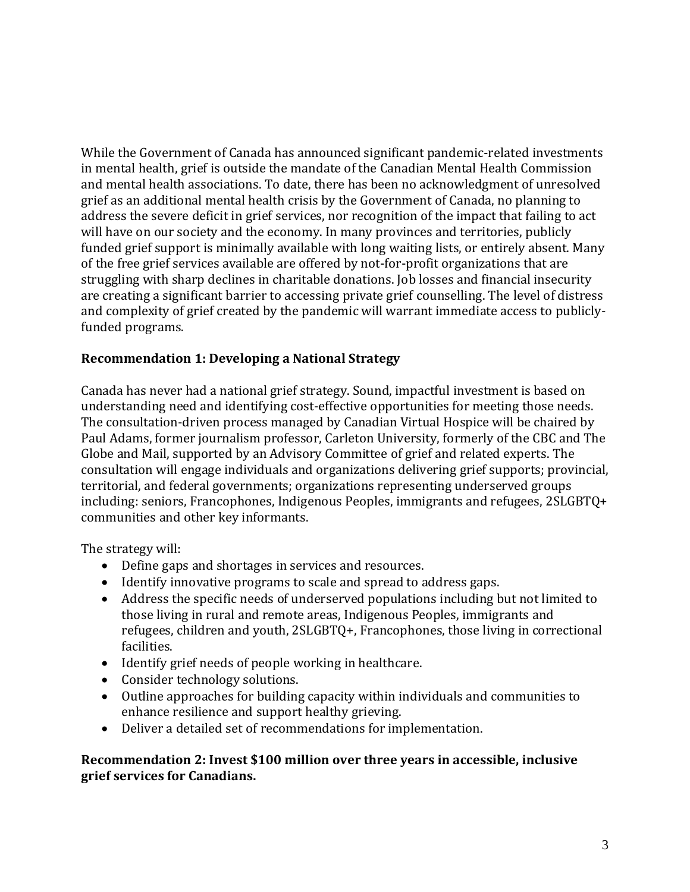While the Government of Canada has announced significant pandemic-related investments in mental health, grief is outside the mandate of the Canadian Mental Health Commission and mental health associations. To date, there has been no acknowledgment of unresolved grief as an additional mental health crisis by the Government of Canada, no planning to address the severe deficit in grief services, nor recognition of the impact that failing to act will have on our society and the economy. In many provinces and territories, publicly funded grief support is minimally available with long waiting lists, or entirely absent. Many of the free grief services available are offered by not-for-profit organizations that are struggling with sharp declines in charitable donations. Job losses and financial insecurity are creating a significant barrier to accessing private grief counselling. The level of distress and complexity of grief created by the pandemic will warrant immediate access to publicly-funded programs.

**Recommendation 1: Developing a National Strategy**

Canada has never had a national grief strategy. Sound, impactful investment is based on understanding need and identifying cost-effective opportunities for meeting those needs. The consultation-driven process managed by Canadian Virtual Hospice will be chaired by Paul Adams, former journalism professor, Carleton University, formerly of the CBC and The Globe and Mail, supported by an Advisory Committee of grief and related experts. The consultation will engage individuals and organizations delivering grief supports; provincial, territorial, and federal governments; organizations representing underserved groups including: seniors, Francophones, Indigenous Peoples, immigrants and refugees, 2SLGBTQ+ communities and other key informants.

The strategy will:

- Define gaps and shortages in services and resources.
- Identify innovative programs to scale and spread to address gaps.
- Address the specific needs of underserved populations including but not limited to those living in rural and remote areas, Indigenous Peoples, immigrants and refugees, children and youth, 2SLGBTQ+, Francophones, those living in correctional facilities.
- Identify grief needs of people working in healthcare.
- Consider technology solutions.
- Outline approaches for building capacity within individuals and communities to enhance resilience and support healthy grieving.
- Deliver a detailed set of recommendations for implementation.

**Recommendation 2: Invest $100 million over three years in accessible, inclusive grief services for Canadians.**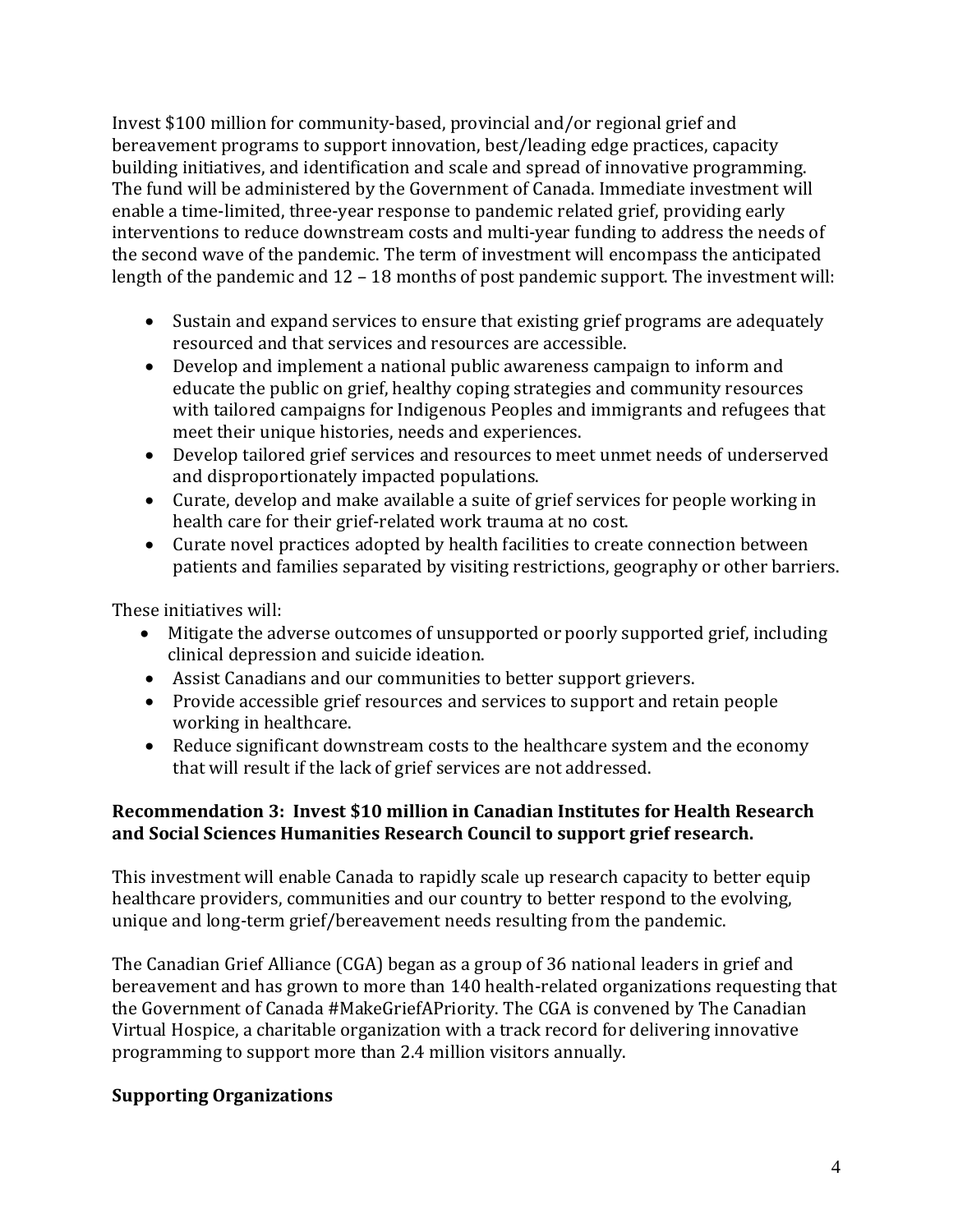Invest $100 million for community-based, provincial and/or regional grief and bereavement programs to support innovation, best/leading edge practices, capacity building initiatives, and identification and scale and spread of innovative programming. The fund will be administered by the Government of Canada. Immediate investment will enable a time-limited, three-year response to pandemic related grief, providing early interventions to reduce downstream costs and multi-year funding to address the needs of the second wave of the pandemic. The term of investment will encompass the anticipated length of the pandemic and 12 – 18 months of post pandemic support. The investment will:

- Sustain and expand services to ensure that existing grief programs are adequately resourced and that services and resources are accessible.
- Develop and implement a national public awareness campaign to inform and educate the public on grief, healthy coping strategies and community resources with tailored campaigns for Indigenous Peoples and immigrants and refugees that meet their unique histories, needs and experiences.
- Develop tailored grief services and resources to meet unmet needs of underserved and disproportionately impacted populations.
- Curate, develop and make available a suite of grief services for people working in health care for their grief-related work trauma at no cost.
- Curate novel practices adopted by health facilities to create connection between patients and families separated by visiting restrictions, geography or other barriers.

These initiatives will:

- Mitigate the adverse outcomes of unsupported or poorly supported grief, including clinical depression and suicide ideation.
- Assist Canadians and our communities to better support grievers.
- Provide accessible grief resources and services to support and retain people working in healthcare.
- Reduce significant downstream costs to the healthcare system and the economy that will result if the lack of grief services are not addressed.

**Recommendation 3: Invest $10 million in Canadian Institutes for Health Research and Social Sciences Humanities Research Council to support grief research.**

This investment will enable Canada to rapidly scale up research capacity to better equip healthcare providers, communities and our country to better respond to the evolving, unique and long-term grief/bereavement needs resulting from the pandemic.

The Canadian Grief Alliance (CGA) began as a group of 36 national leaders in grief and bereavement and has grown to more than 140 health-related organizations requesting that the Government of Canada #MakeGriefAPriority. The CGA is convened by The Canadian Virtual Hospice, a charitable organization with a track record for delivering innovative programming to support more than 2.4 million visitors annually.

**Supporting Organizations**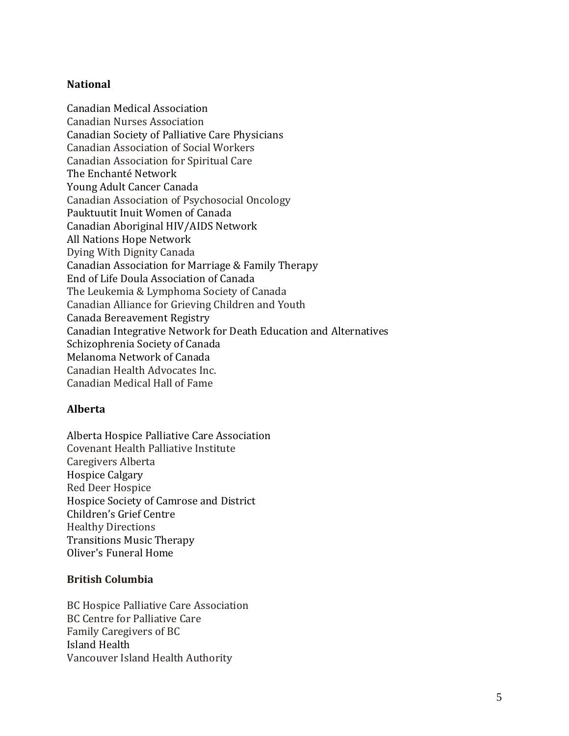**National**

Canadian Medical Association
Canadian Nurses Association
Canadian Society of Palliative Care Physicians
Canadian Association of Social Workers
Canadian Association for Spiritual Care
The Enchanté Network
Young Adult Cancer Canada
Canadian Association of Psychosocial Oncology
Pauktuutit Inuit Women of Canada
Canadian Aboriginal HIV/AIDS Network
All Nations Hope Network
Dying With Dignity Canada
Canadian Association for Marriage & Family Therapy
End of Life Doula Association of Canada
The Leukemia & Lymphoma Society of Canada
Canadian Alliance for Grieving Children and Youth
Canada Bereavement Registry
Canadian Integrative Network for Death Education and Alternatives
Schizophrenia Society of Canada
Melanoma Network of Canada
Canadian Health Advocates Inc.
Canadian Medical Hall of Fame

**Alberta**

Alberta Hospice Palliative Care Association
Covenant Health Palliative Institute
Caregivers Alberta
Hospice Calgary
Red Deer Hospice
Hospice Society of Camrose and District
Children's Grief Centre
Healthy Directions
Transitions Music Therapy
Oliver's Funeral Home

**British Columbia**

BC Hospice Palliative Care Association
BC Centre for Palliative Care
Family Caregivers of BC
Island Health
Vancouver Island Health Authority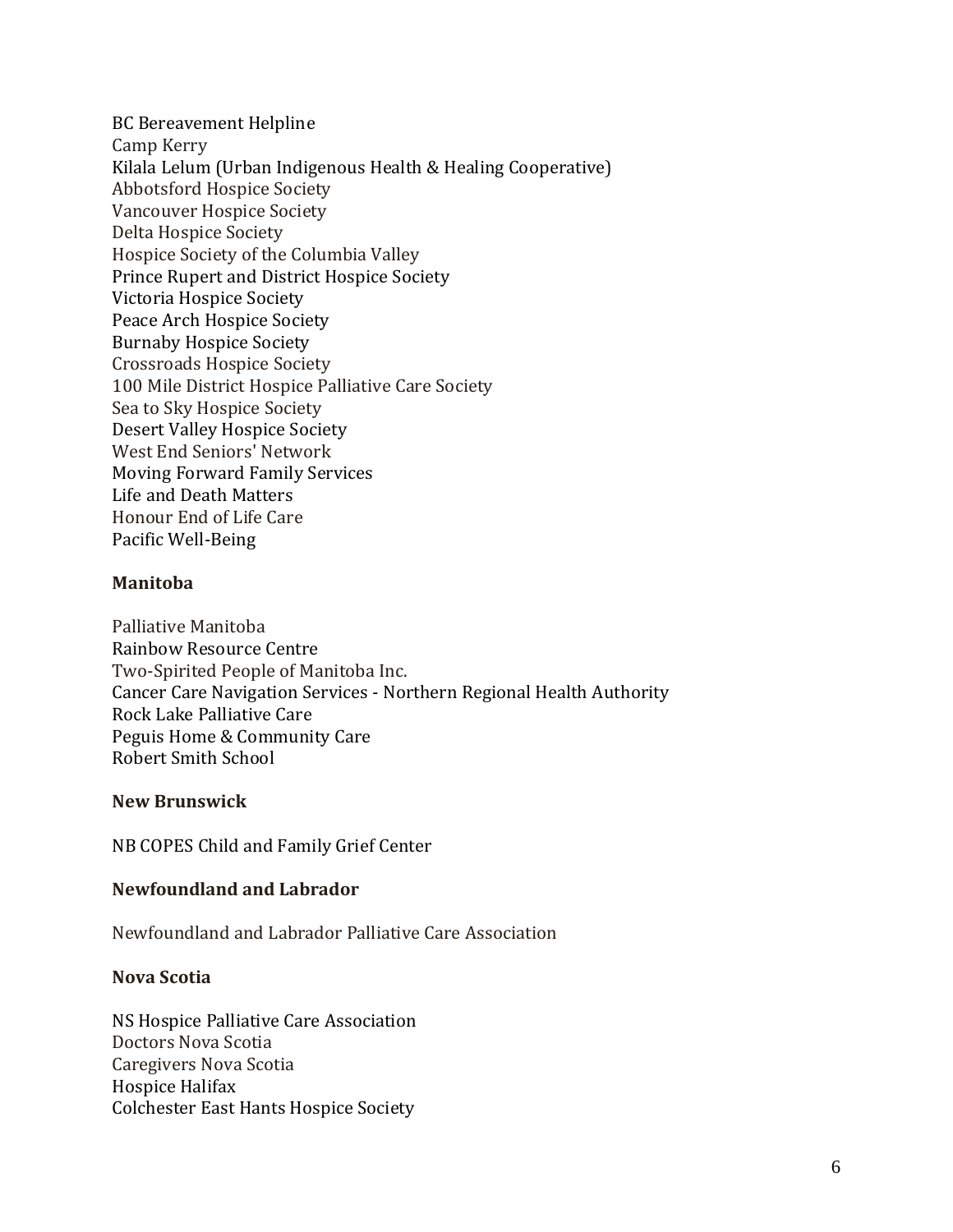BC Bereavement Helpline
Camp Kerry
Kilala Lelum (Urban Indigenous Health & Healing Cooperative)
Abbotsford Hospice Society
Vancouver Hospice Society
Delta Hospice Society
Hospice Society of the Columbia Valley
Prince Rupert and District Hospice Society
Victoria Hospice Society
Peace Arch Hospice Society
Burnaby Hospice Society
Crossroads Hospice Society
100 Mile District Hospice Palliative Care Society
Sea to Sky Hospice Society
Desert Valley Hospice Society
West End Seniors' Network
Moving Forward Family Services
Life and Death Matters
Honour End of Life Care
Pacific Well-Being

**Manitoba**

Palliative Manitoba
Rainbow Resource Centre
Two-Spirited People of Manitoba Inc.
Cancer Care Navigation Services - Northern Regional Health Authority
Rock Lake Palliative Care
Peguis Home & Community Care
Robert Smith School

**New Brunswick**

NB COPES Child and Family Grief Center

**Newfoundland and Labrador**

Newfoundland and Labrador Palliative Care Association

**Nova Scotia**

NS Hospice Palliative Care Association
Doctors Nova Scotia
Caregivers Nova Scotia
Hospice Halifax
Colchester East Hants Hospice Society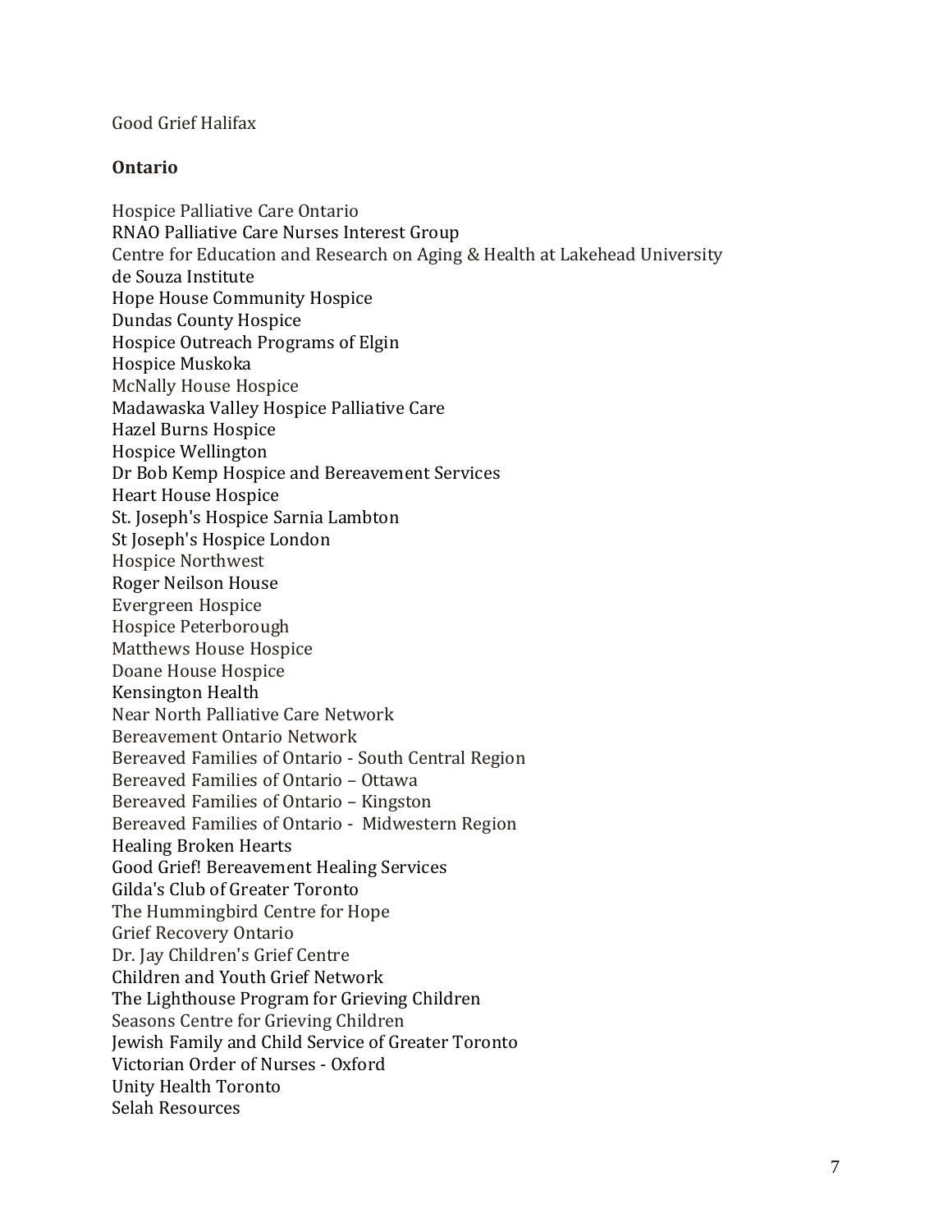Good Grief Halifax

**Ontario**

Hospice Palliative Care Ontario
RNAO Palliative Care Nurses Interest Group
Centre for Education and Research on Aging & Health at Lakehead University
de Souza Institute
Hope House Community Hospice
Dundas County Hospice
Hospice Outreach Programs of Elgin
Hospice Muskoka
McNally House Hospice
Madawaska Valley Hospice Palliative Care
Hazel Burns Hospice
Hospice Wellington
Dr Bob Kemp Hospice and Bereavement Services
Heart House Hospice
St. Joseph's Hospice Sarnia Lambton
St Joseph's Hospice London
Hospice Northwest
Roger Neilson House
Evergreen Hospice
Hospice Peterborough
Matthews House Hospice
Doane House Hospice
Kensington Health
Near North Palliative Care Network
Bereavement Ontario Network
Bereaved Families of Ontario - South Central Region
Bereaved Families of Ontario – Ottawa
Bereaved Families of Ontario – Kingston
Bereaved Families of Ontario - Midwestern Region
Healing Broken Hearts
Good Grief! Bereavement Healing Services
Gilda's Club of Greater Toronto
The Hummingbird Centre for Hope
Grief Recovery Ontario
Dr. Jay Children's Grief Centre
Children and Youth Grief Network
The Lighthouse Program for Grieving Children
Seasons Centre for Grieving Children
Jewish Family and Child Service of Greater Toronto
Victorian Order of Nurses - Oxford
Unity Health Toronto
Selah Resources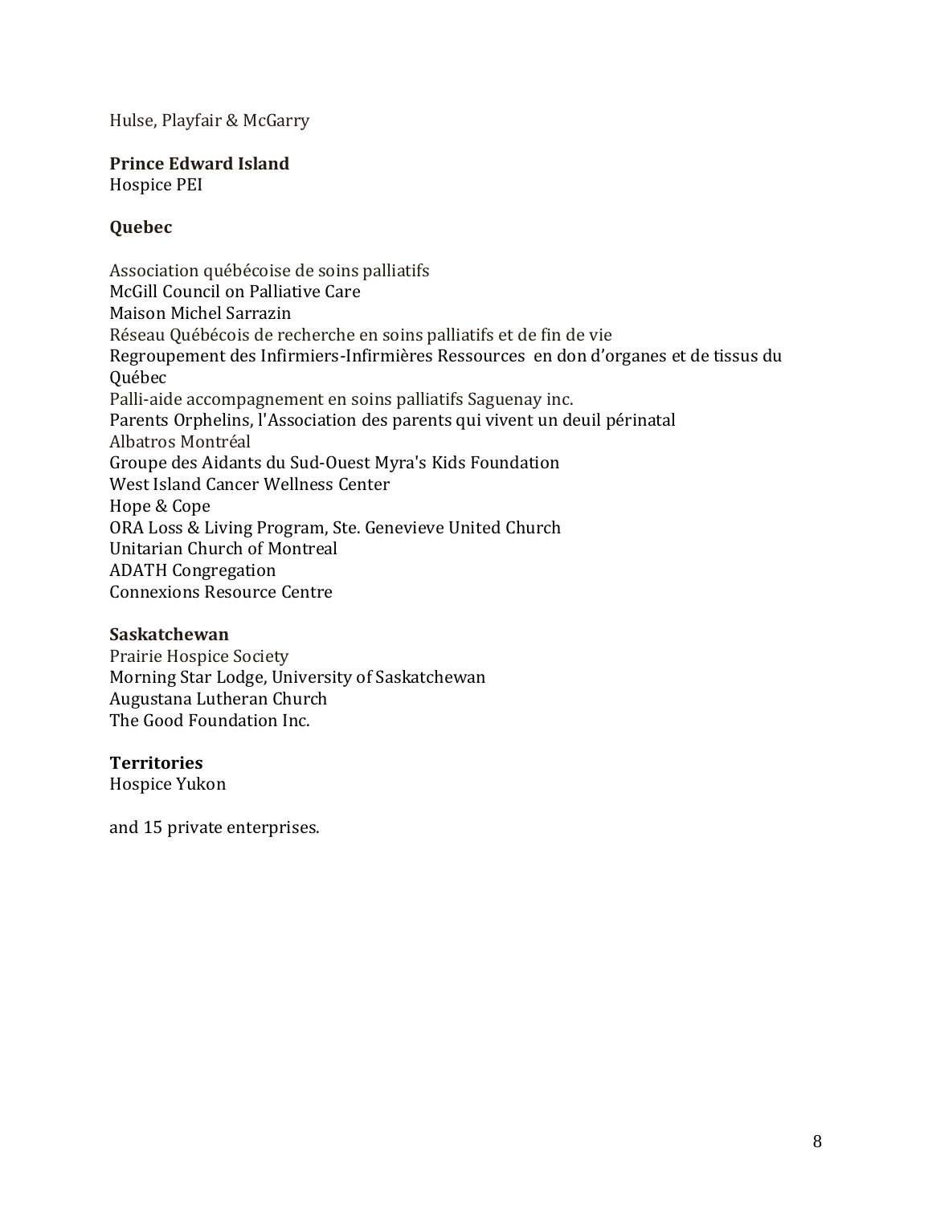Hulse, Playfair & McGarry

**Prince Edward Island**
Hospice PEI

**Quebec**

Association québécoise de soins palliatifs
McGill Council on Palliative Care
Maison Michel Sarrazin
Réseau Québécois de recherche en soins palliatifs et de fin de vie
Regroupement des Infirmiers-Infirmières Ressources en don d'organes et de tissus du Québec
Palli-aide accompagnement en soins palliatifs Saguenay inc.
Parents Orphelins, l'Association des parents qui vivent un deuil périnatal
Albatros Montréal
Groupe des Aidants du Sud-Ouest Myra's Kids Foundation
West Island Cancer Wellness Center
Hope & Cope
ORA Loss & Living Program, Ste. Genevieve United Church
Unitarian Church of Montreal
ADATH Congregation
Connexions Resource Centre

**Saskatchewan**
Prairie Hospice Society
Morning Star Lodge, University of Saskatchewan
Augustana Lutheran Church
The Good Foundation Inc.

**Territories**
Hospice Yukon

and 15 private enterprises.